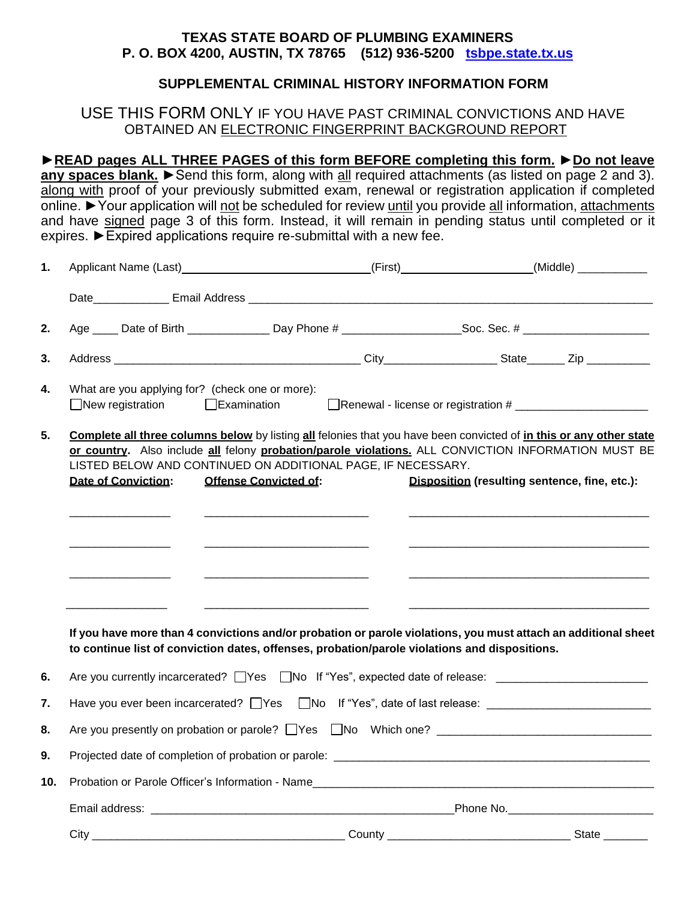**TEXAS STATE BOARD OF PLUMBING EXAMINERS**
**P. O. BOX 4200, AUSTIN, TX 78765 (512) 936-5200 tsbpe.state.tx.us**

## SUPPLEMENTAL CRIMINAL HISTORY INFORMATION FORM

USE THIS FORM ONLY IF YOU HAVE PAST CRIMINAL CONVICTIONS AND HAVE OBTAINED AN ELECTRONIC FINGERPRINT BACKGROUND REPORT

►**READ pages ALL THREE PAGES of this form BEFORE completing this form.** ►**Do not leave any spaces blank.** ►Send this form, along with all required attachments (as listed on page 2 and 3). along with proof of your previously submitted exam, renewal or registration application if completed online. ►Your application will not be scheduled for review until you provide all information, attachments and have signed page 3 of this form. Instead, it will remain in pending status until completed or it expires. ►Expired applications require re-submittal with a new fee.

1. Applicant Name (Last)______________________(First)____________________(Middle) ___________

   Date____________ Email Address ____________________________________________________

2. Age ____ Date of Birth _____________ Day Phone # __________________Soc. Sec. # ___________________

3. Address ______________________________________ City_________________ State______ Zip __________

4. What are you applying for? (check one or more):
   ☐New registration ☐Examination ☐Renewal - license or registration # ____________________

5. **Complete all three columns below** by listing **all** felonies that you have been convicted of **in this or any other state or country**. Also include **all** felony **probation/parole violations.** ALL CONVICTION INFORMATION MUST BE LISTED BELOW AND CONTINUED ON ADDITIONAL PAGE, IF NECESSARY.

| **Date of Conviction**: | **Offense Convicted of**: | **Disposition (resulting sentence, fine, etc.)**: |
|---|---|---|
| ________________ | __________________________ | ______________________________________ |
| ________________ | __________________________ | ______________________________________ |
| ________________ | __________________________ | ______________________________________ |
| ________________ | __________________________ | ______________________________________ |

**If you have more than 4 convictions and/or probation or parole violations, you must attach an additional sheet to continue list of conviction dates, offenses, probation/parole violations and dispositions.**

6. Are you currently incarcerated? ☐Yes ☐No If "Yes", expected date of release: _______________________

7. Have you ever been incarcerated? ☐Yes ☐No If "Yes", date of last release: _________________________

8. Are you presently on probation or parole? ☐Yes ☐No Which one? _________________________________

9. Projected date of completion of probation or parole: __________________________________________________

10. Probation or Parole Officer's Information - Name_____________________________________________________

    Email address: ______________________________________________Phone No.______________________

    City ________________________________________ County ___________________________ State _______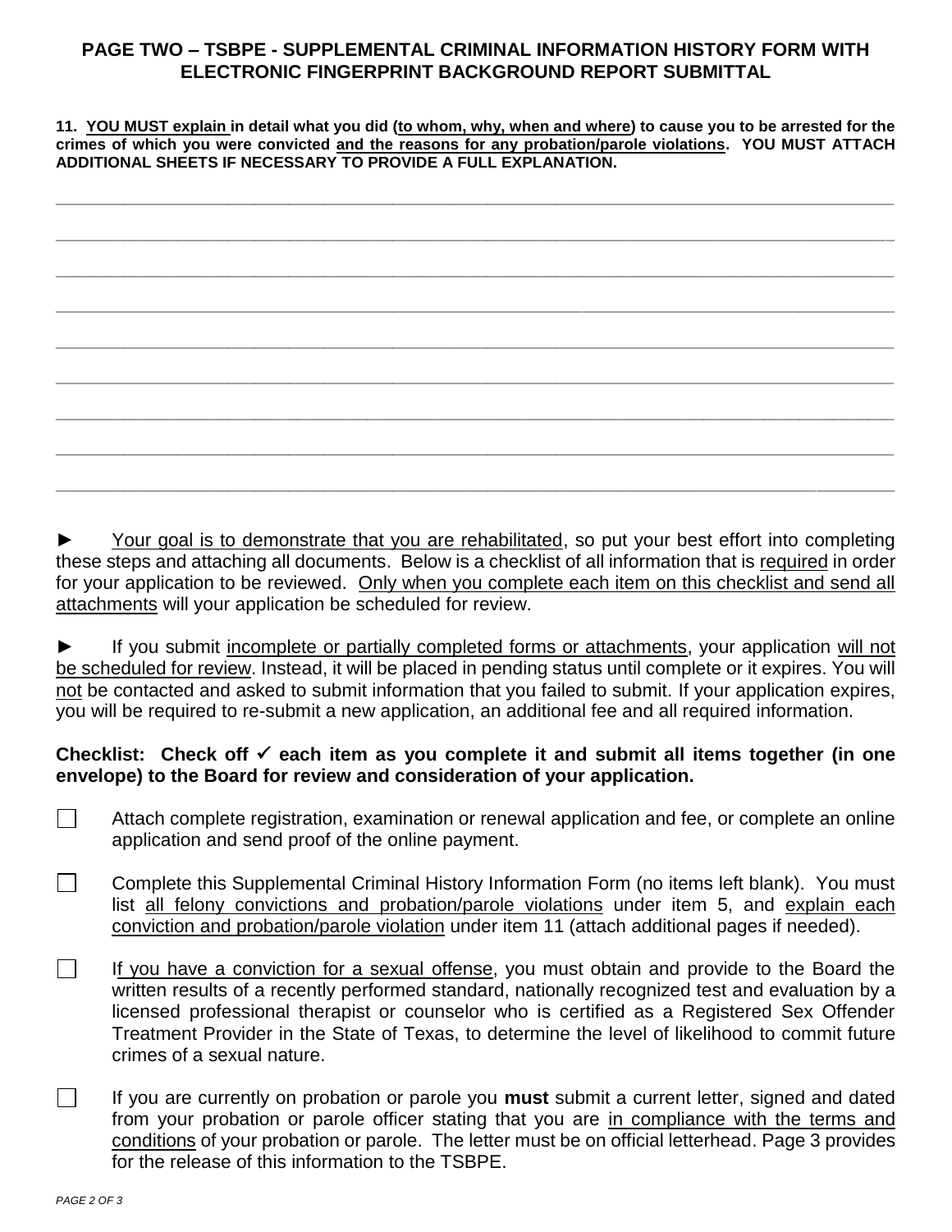## PAGE TWO – TSBPE - SUPPLEMENTAL CRIMINAL INFORMATION HISTORY FORM WITH ELECTRONIC FINGERPRINT BACKGROUND REPORT SUBMITTAL

**11. <u>YOU MUST explain</u> in detail what you did (<u>to whom, why, when and where</u>) to cause you to be arrested for the crimes of which you were convicted <u>and the reasons for any probation/parole violations</u>. YOU MUST ATTACH ADDITIONAL SHEETS IF NECESSARY TO PROVIDE A FULL EXPLANATION.**

\_\_\_\_\_\_\_\_\_\_\_\_\_\_\_\_\_\_\_\_\_\_\_\_\_\_\_\_\_\_\_\_\_\_\_\_\_\_\_\_\_\_\_\_\_\_\_\_\_\_\_\_\_\_\_\_\_\_\_\_\_\_\_\_\_\_\_\_\_\_\_\_\_\_\_\_

\_\_\_\_\_\_\_\_\_\_\_\_\_\_\_\_\_\_\_\_\_\_\_\_\_\_\_\_\_\_\_\_\_\_\_\_\_\_\_\_\_\_\_\_\_\_\_\_\_\_\_\_\_\_\_\_\_\_\_\_\_\_\_\_\_\_\_\_\_\_\_\_\_\_\_\_

\_\_\_\_\_\_\_\_\_\_\_\_\_\_\_\_\_\_\_\_\_\_\_\_\_\_\_\_\_\_\_\_\_\_\_\_\_\_\_\_\_\_\_\_\_\_\_\_\_\_\_\_\_\_\_\_\_\_\_\_\_\_\_\_\_\_\_\_\_\_\_\_\_\_\_\_

\_\_\_\_\_\_\_\_\_\_\_\_\_\_\_\_\_\_\_\_\_\_\_\_\_\_\_\_\_\_\_\_\_\_\_\_\_\_\_\_\_\_\_\_\_\_\_\_\_\_\_\_\_\_\_\_\_\_\_\_\_\_\_\_\_\_\_\_\_\_\_\_\_\_\_\_

\_\_\_\_\_\_\_\_\_\_\_\_\_\_\_\_\_\_\_\_\_\_\_\_\_\_\_\_\_\_\_\_\_\_\_\_\_\_\_\_\_\_\_\_\_\_\_\_\_\_\_\_\_\_\_\_\_\_\_\_\_\_\_\_\_\_\_\_\_\_\_\_\_\_\_\_

\_\_\_\_\_\_\_\_\_\_\_\_\_\_\_\_\_\_\_\_\_\_\_\_\_\_\_\_\_\_\_\_\_\_\_\_\_\_\_\_\_\_\_\_\_\_\_\_\_\_\_\_\_\_\_\_\_\_\_\_\_\_\_\_\_\_\_\_\_\_\_\_\_\_\_\_

\_\_\_\_\_\_\_\_\_\_\_\_\_\_\_\_\_\_\_\_\_\_\_\_\_\_\_\_\_\_\_\_\_\_\_\_\_\_\_\_\_\_\_\_\_\_\_\_\_\_\_\_\_\_\_\_\_\_\_\_\_\_\_\_\_\_\_\_\_\_\_\_\_\_\_\_

\_\_\_\_\_\_\_\_\_\_\_\_\_\_\_\_\_\_\_\_\_\_\_\_\_\_\_\_\_\_\_\_\_\_\_\_\_\_\_\_\_\_\_\_\_\_\_\_\_\_\_\_\_\_\_\_\_\_\_\_\_\_\_\_\_\_\_\_\_\_\_\_\_\_\_\_

\_\_\_\_\_\_\_\_\_\_\_\_\_\_\_\_\_\_\_\_\_\_\_\_\_\_\_\_\_\_\_\_\_\_\_\_\_\_\_\_\_\_\_\_\_\_\_\_\_\_\_\_\_\_\_\_\_\_\_\_\_\_\_\_\_\_\_\_\_\_\_\_\_\_\_\_

► <u>Your goal is to demonstrate that you are rehabilitated</u>, so put your best effort into completing these steps and attaching all documents. Below is a checklist of all information that is <u>required</u> in order for your application to be reviewed. <u>Only when you complete each item on this checklist and send all attachments</u> will your application be scheduled for review.

► If you submit <u>incomplete or partially completed forms or attachments</u>, your application <u>will not be scheduled for review</u>. Instead, it will be placed in pending status until complete or it expires. You will <u>not</u> be contacted and asked to submit information that you failed to submit. If your application expires, you will be required to re-submit a new application, an additional fee and all required information.

**Checklist: Check off ✓ each item as you complete it and submit all items together (in one envelope) to the Board for review and consideration of your application.**

- ☐ Attach complete registration, examination or renewal application and fee, or complete an online application and send proof of the online payment.
- ☐ Complete this Supplemental Criminal History Information Form (no items left blank). You must list <u>all felony convictions and probation/parole violations</u> under item 5, and <u>explain each conviction and probation/parole violation</u> under item 11 (attach additional pages if needed).
- ☐ I<u>f you have a conviction for a sexual offense</u>, you must obtain and provide to the Board the written results of a recently performed standard, nationally recognized test and evaluation by a licensed professional therapist or counselor who is certified as a Registered Sex Offender Treatment Provider in the State of Texas, to determine the level of likelihood to commit future crimes of a sexual nature.
- ☐ If you are currently on probation or parole you **must** submit a current letter, signed and dated from your probation or parole officer stating that you are <u>in compliance with the terms and conditions</u> of your probation or parole. The letter must be on official letterhead. Page 3 provides for the release of this information to the TSBPE.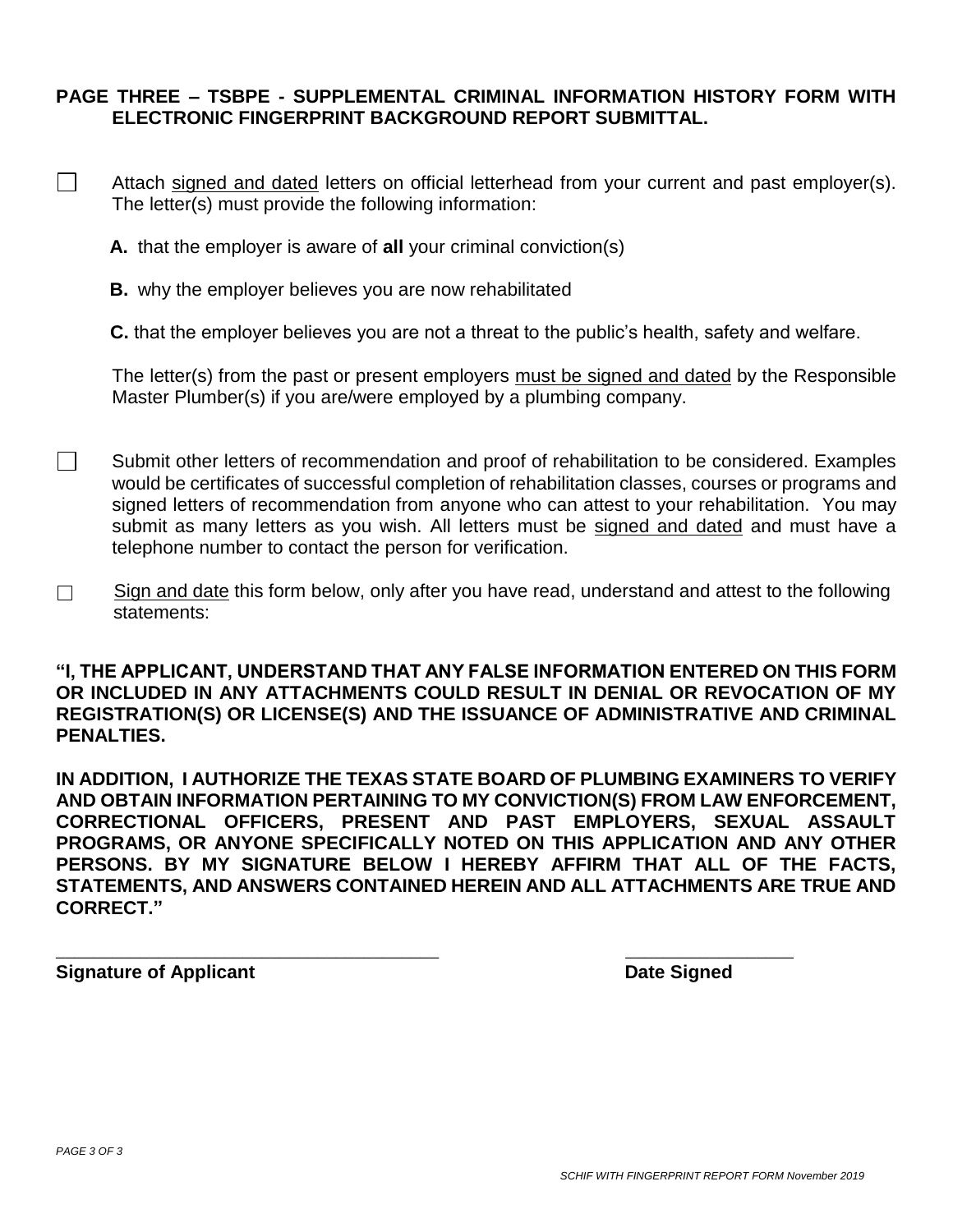**PAGE THREE – TSBPE - SUPPLEMENTAL CRIMINAL INFORMATION HISTORY FORM WITH ELECTRONIC FINGERPRINT BACKGROUND REPORT SUBMITTAL.**

- ☐ Attach signed and dated letters on official letterhead from your current and past employer(s). The letter(s) must provide the following information:

  **A.** that the employer is aware of **all** your criminal conviction(s)

  **B.** why the employer believes you are now rehabilitated

  **C.** that the employer believes you are not a threat to the public's health, safety and welfare.

  The letter(s) from the past or present employers must be signed and dated by the Responsible Master Plumber(s) if you are/were employed by a plumbing company.

- ☐ Submit other letters of recommendation and proof of rehabilitation to be considered. Examples would be certificates of successful completion of rehabilitation classes, courses or programs and signed letters of recommendation from anyone who can attest to your rehabilitation. You may submit as many letters as you wish. All letters must be signed and dated and must have a telephone number to contact the person for verification.

- ☐ Sign and date this form below, only after you have read, understand and attest to the following statements:

**"I, THE APPLICANT, UNDERSTAND THAT ANY FALSE INFORMATION ENTERED ON THIS FORM OR INCLUDED IN ANY ATTACHMENTS COULD RESULT IN DENIAL OR REVOCATION OF MY REGISTRATION(S) OR LICENSE(S) AND THE ISSUANCE OF ADMINISTRATIVE AND CRIMINAL PENALTIES.**

**IN ADDITION, I AUTHORIZE THE TEXAS STATE BOARD OF PLUMBING EXAMINERS TO VERIFY AND OBTAIN INFORMATION PERTAINING TO MY CONVICTION(S) FROM LAW ENFORCEMENT, CORRECTIONAL OFFICERS, PRESENT AND PAST EMPLOYERS, SEXUAL ASSAULT PROGRAMS, OR ANYONE SPECIFICALLY NOTED ON THIS APPLICATION AND ANY OTHER PERSONS. BY MY SIGNATURE BELOW I HEREBY AFFIRM THAT ALL OF THE FACTS, STATEMENTS, AND ANSWERS CONTAINED HEREIN AND ALL ATTACHMENTS ARE TRUE AND CORRECT."**

\_\_\_\_\_\_\_\_\_\_\_\_\_\_\_\_\_\_\_\_\_\_\_\_\_\_\_\_\_\_\_\_\_\_\_\_\_\_\_\_ &nbsp;&nbsp;&nbsp;&nbsp;&nbsp;&nbsp;&nbsp;&nbsp; \_\_\_\_\_\_\_\_\_\_\_\_\_\_\_\_\_\_

**Signature of Applicant** &nbsp;&nbsp;&nbsp;&nbsp;&nbsp;&nbsp;&nbsp;&nbsp;&nbsp;&nbsp;&nbsp;&nbsp;&nbsp;&nbsp;&nbsp;&nbsp;&nbsp;&nbsp;&nbsp;&nbsp;&nbsp;&nbsp;&nbsp;&nbsp; **Date Signed**

*SCHIF WITH FINGERPRINT REPORT FORM November 2019*